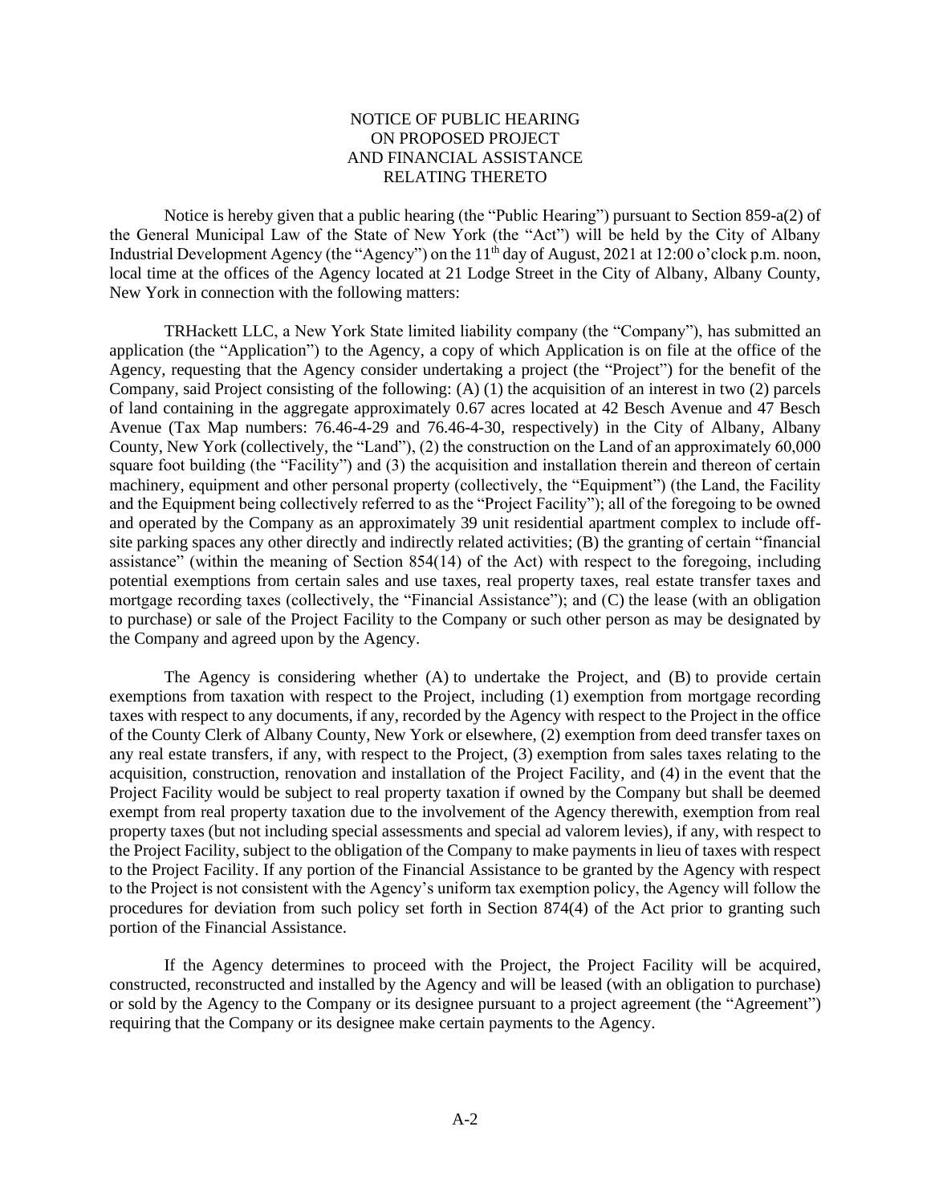# NOTICE OF PUBLIC HEARING ON PROPOSED PROJECT AND FINANCIAL ASSISTANCE RELATING THERETO

Notice is hereby given that a public hearing (the "Public Hearing") pursuant to Section 859-a(2) of the General Municipal Law of the State of New York (the "Act") will be held by the City of Albany Industrial Development Agency (the "Agency") on the 11th day of August, 2021 at 12:00 o'clock p.m. noon, local time at the offices of the Agency located at 21 Lodge Street in the City of Albany, Albany County, New York in connection with the following matters:

TRHackett LLC, a New York State limited liability company (the "Company"), has submitted an application (the "Application") to the Agency, a copy of which Application is on file at the office of the Agency, requesting that the Agency consider undertaking a project (the "Project") for the benefit of the Company, said Project consisting of the following: (A) (1) the acquisition of an interest in two (2) parcels of land containing in the aggregate approximately 0.67 acres located at 42 Besch Avenue and 47 Besch Avenue (Tax Map numbers: 76.46-4-29 and 76.46-4-30, respectively) in the City of Albany, Albany County, New York (collectively, the "Land"), (2) the construction on the Land of an approximately 60,000 square foot building (the "Facility") and (3) the acquisition and installation therein and thereon of certain machinery, equipment and other personal property (collectively, the "Equipment") (the Land, the Facility and the Equipment being collectively referred to as the "Project Facility"); all of the foregoing to be owned and operated by the Company as an approximately 39 unit residential apartment complex to include off-site parking spaces any other directly and indirectly related activities; (B) the granting of certain "financial assistance" (within the meaning of Section 854(14) of the Act) with respect to the foregoing, including potential exemptions from certain sales and use taxes, real property taxes, real estate transfer taxes and mortgage recording taxes (collectively, the "Financial Assistance"); and (C) the lease (with an obligation to purchase) or sale of the Project Facility to the Company or such other person as may be designated by the Company and agreed upon by the Agency.

The Agency is considering whether (A) to undertake the Project, and (B) to provide certain exemptions from taxation with respect to the Project, including (1) exemption from mortgage recording taxes with respect to any documents, if any, recorded by the Agency with respect to the Project in the office of the County Clerk of Albany County, New York or elsewhere, (2) exemption from deed transfer taxes on any real estate transfers, if any, with respect to the Project, (3) exemption from sales taxes relating to the acquisition, construction, renovation and installation of the Project Facility, and (4) in the event that the Project Facility would be subject to real property taxation if owned by the Company but shall be deemed exempt from real property taxation due to the involvement of the Agency therewith, exemption from real property taxes (but not including special assessments and special ad valorem levies), if any, with respect to the Project Facility, subject to the obligation of the Company to make payments in lieu of taxes with respect to the Project Facility. If any portion of the Financial Assistance to be granted by the Agency with respect to the Project is not consistent with the Agency's uniform tax exemption policy, the Agency will follow the procedures for deviation from such policy set forth in Section 874(4) of the Act prior to granting such portion of the Financial Assistance.

If the Agency determines to proceed with the Project, the Project Facility will be acquired, constructed, reconstructed and installed by the Agency and will be leased (with an obligation to purchase) or sold by the Agency to the Company or its designee pursuant to a project agreement (the "Agreement") requiring that the Company or its designee make certain payments to the Agency.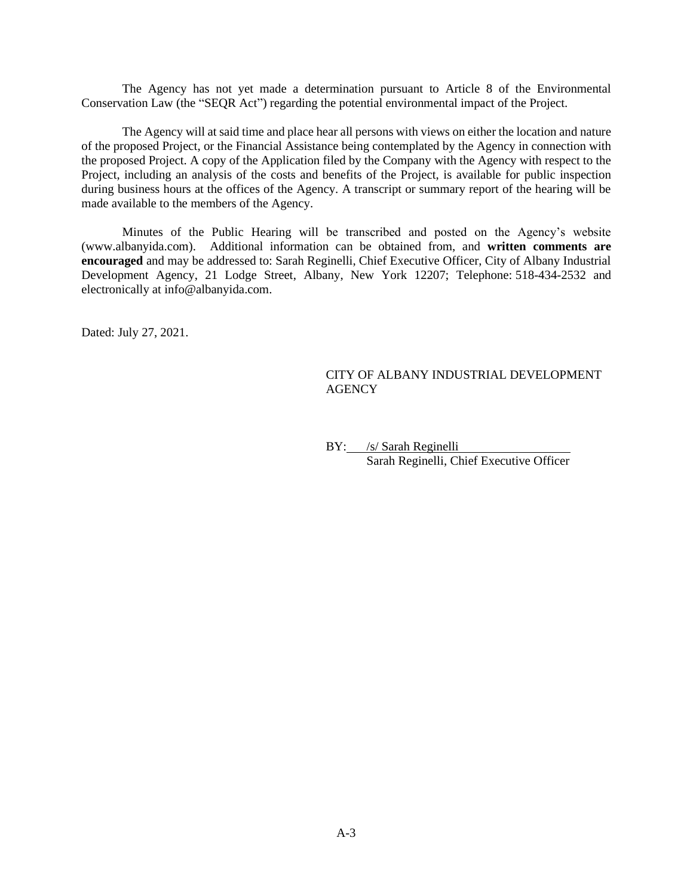The Agency has not yet made a determination pursuant to Article 8 of the Environmental Conservation Law (the "SEQR Act") regarding the potential environmental impact of the Project.

The Agency will at said time and place hear all persons with views on either the location and nature of the proposed Project, or the Financial Assistance being contemplated by the Agency in connection with the proposed Project. A copy of the Application filed by the Company with the Agency with respect to the Project, including an analysis of the costs and benefits of the Project, is available for public inspection during business hours at the offices of the Agency. A transcript or summary report of the hearing will be made available to the members of the Agency.

Minutes of the Public Hearing will be transcribed and posted on the Agency's website (www.albanyida.com). Additional information can be obtained from, and **written comments are encouraged** and may be addressed to: Sarah Reginelli, Chief Executive Officer, City of Albany Industrial Development Agency, 21 Lodge Street, Albany, New York 12207; Telephone: 518-434-2532 and electronically at info@albanyida.com.

Dated: July 27, 2021.

CITY OF ALBANY INDUSTRIAL DEVELOPMENT AGENCY

BY: /s/ Sarah Reginelli
Sarah Reginelli, Chief Executive Officer